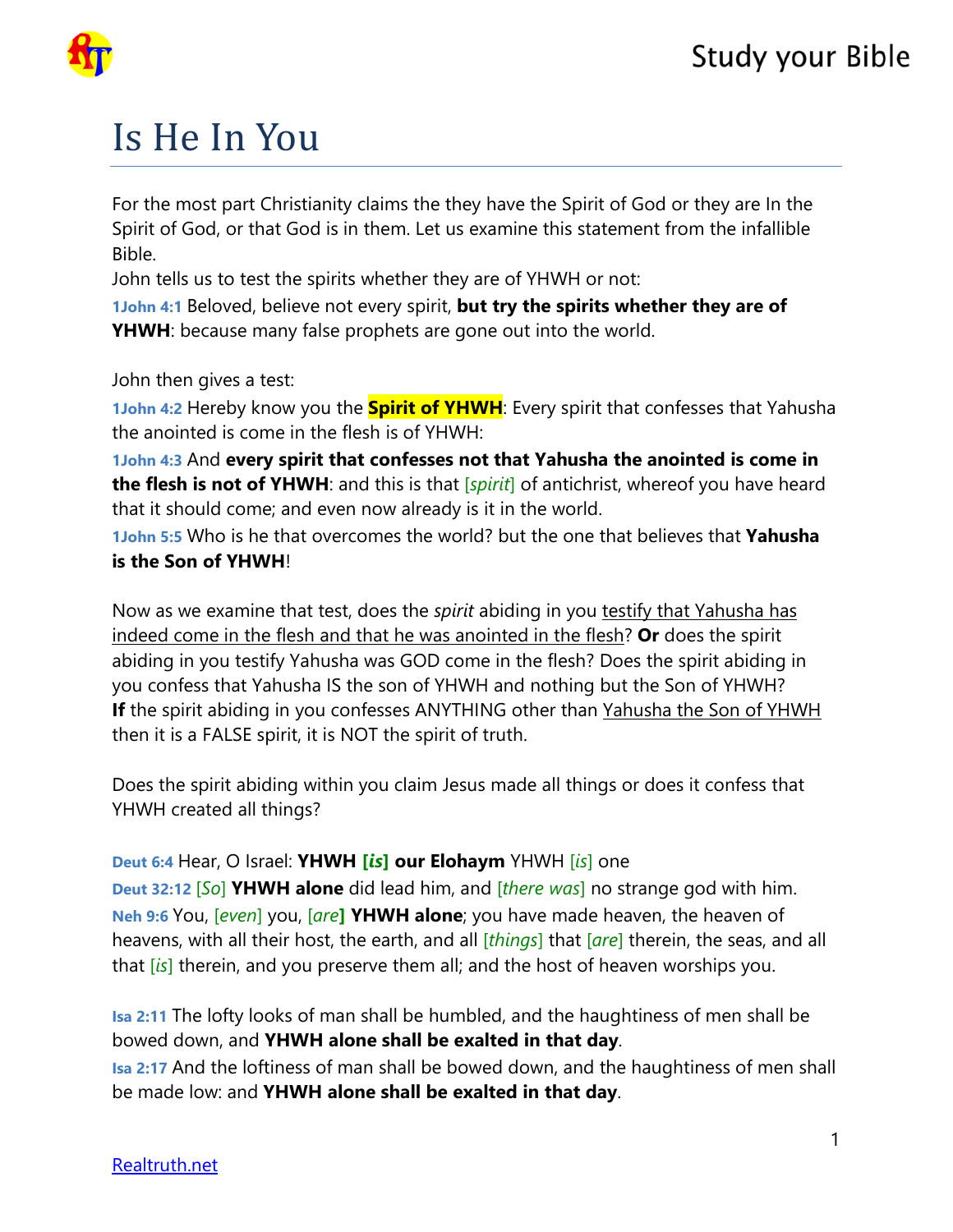# Is He In You

For the most part Christianity claims the they have the Spirit of God or they are In the Spirit of God, or that God is in them. Let us examine this statement from the infallible Bible.

John tells us to test the spirits whether they are of YHWH or not:

1John 4:1 Beloved, believe not every spirit, **but try the spirits whether they are of YHWH**: because many false prophets are gone out into the world.

John then gives a test:

1John 4:2 Hereby know you the **Spirit of YHWH**: Every spirit that confesses that Yahusha the anointed is come in the flesh is of YHWH:

1John 4:3 And **every spirit that confesses not that Yahusha the anointed is come in the flesh is not of YHWH**: and this is that [*spirit*] of antichrist, whereof you have heard that it should come; and even now already is it in the world.

1John 5:5 Who is he that overcomes the world? but the one that believes that **Yahusha is the Son of YHWH**!

Now as we examine that test, does the *spirit* abiding in you testify that Yahusha has indeed come in the flesh and that he was anointed in the flesh? **Or** does the spirit abiding in you testify Yahusha was GOD come in the flesh? Does the spirit abiding in you confess that Yahusha IS the son of YHWH and nothing but the Son of YHWH? **If** the spirit abiding in you confesses ANYTHING other than Yahusha the Son of YHWH then it is a FALSE spirit, it is NOT the spirit of truth.

Does the spirit abiding within you claim Jesus made all things or does it confess that YHWH created all things?

Deut 6:4 Hear, O Israel: **YHWH [*is*] our Elohaym** YHWH [*is*] one

Deut 32:12 [*So*] **YHWH alone** did lead him, and [*there was*] no strange god with him.

Neh 9:6 You, [*even*] you, [*are*] **YHWH alone**; you have made heaven, the heaven of heavens, with all their host, the earth, and all [*things*] that [*are*] therein, the seas, and all that [*is*] therein, and you preserve them all; and the host of heaven worships you.

Isa 2:11 The lofty looks of man shall be humbled, and the haughtiness of men shall be bowed down, and **YHWH alone shall be exalted in that day**.

Isa 2:17 And the loftiness of man shall be bowed down, and the haughtiness of men shall be made low: and **YHWH alone shall be exalted in that day**.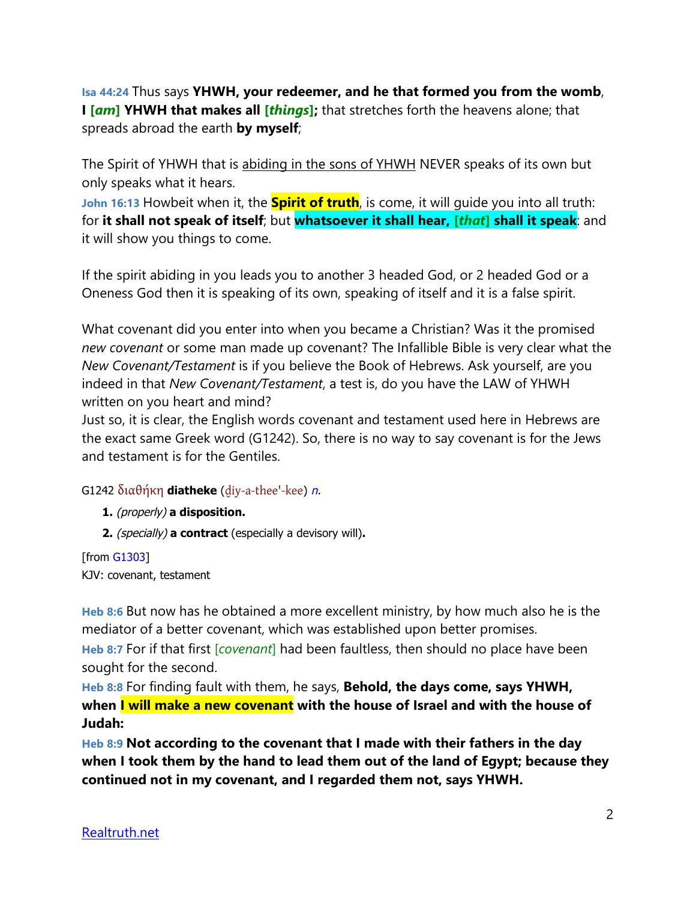**Isa 44:24** Thus says **YHWH, your redeemer, and he that formed you from the womb**, **I [*am*] YHWH that makes all [*things*];** that stretches forth the heavens alone; that spreads abroad the earth **by myself**;

The Spirit of YHWH that is abiding in the sons of YHWH NEVER speaks of its own but only speaks what it hears.

**John 16:13** Howbeit when it, the **Spirit of truth**, is come, it will guide you into all truth: for **it shall not speak of itself**; but **whatsoever it shall hear, [*that*] shall it speak**: and it will show you things to come.

If the spirit abiding in you leads you to another 3 headed God, or 2 headed God or a Oneness God then it is speaking of its own, speaking of itself and it is a false spirit.

What covenant did you enter into when you became a Christian? Was it the promised *new covenant* or some man made up covenant? The Infallible Bible is very clear what the *New Covenant/Testament* is if you believe the Book of Hebrews. Ask yourself, are you indeed in that *New Covenant/Testament*, a test is, do you have the LAW of YHWH written on you heart and mind?
Just so, it is clear, the English words covenant and testament used here in Hebrews are the exact same Greek word (G1242). So, there is no way to say covenant is for the Jews and testament is for the Gentiles.

G1242 διαθήκη **diatheke** (ḍiy-a-thee'-kee) *n.*

1. *(properly)* **a disposition.**
2. *(specially)* **a contract** (especially a devisory will)**.**

[from G1303]
KJV: covenant, testament

**Heb 8:6** But now has he obtained a more excellent ministry, by how much also he is the mediator of a better covenant, which was established upon better promises.
**Heb 8:7** For if that first [*covenant*] had been faultless, then should no place have been sought for the second.
**Heb 8:8** For finding fault with them, he says, **Behold, the days come, says YHWH, when I will make a new covenant with the house of Israel and with the house of Judah:**
**Heb 8:9** **Not according to the covenant that I made with their fathers in the day when I took them by the hand to lead them out of the land of Egypt; because they continued not in my covenant, and I regarded them not, says YHWH.**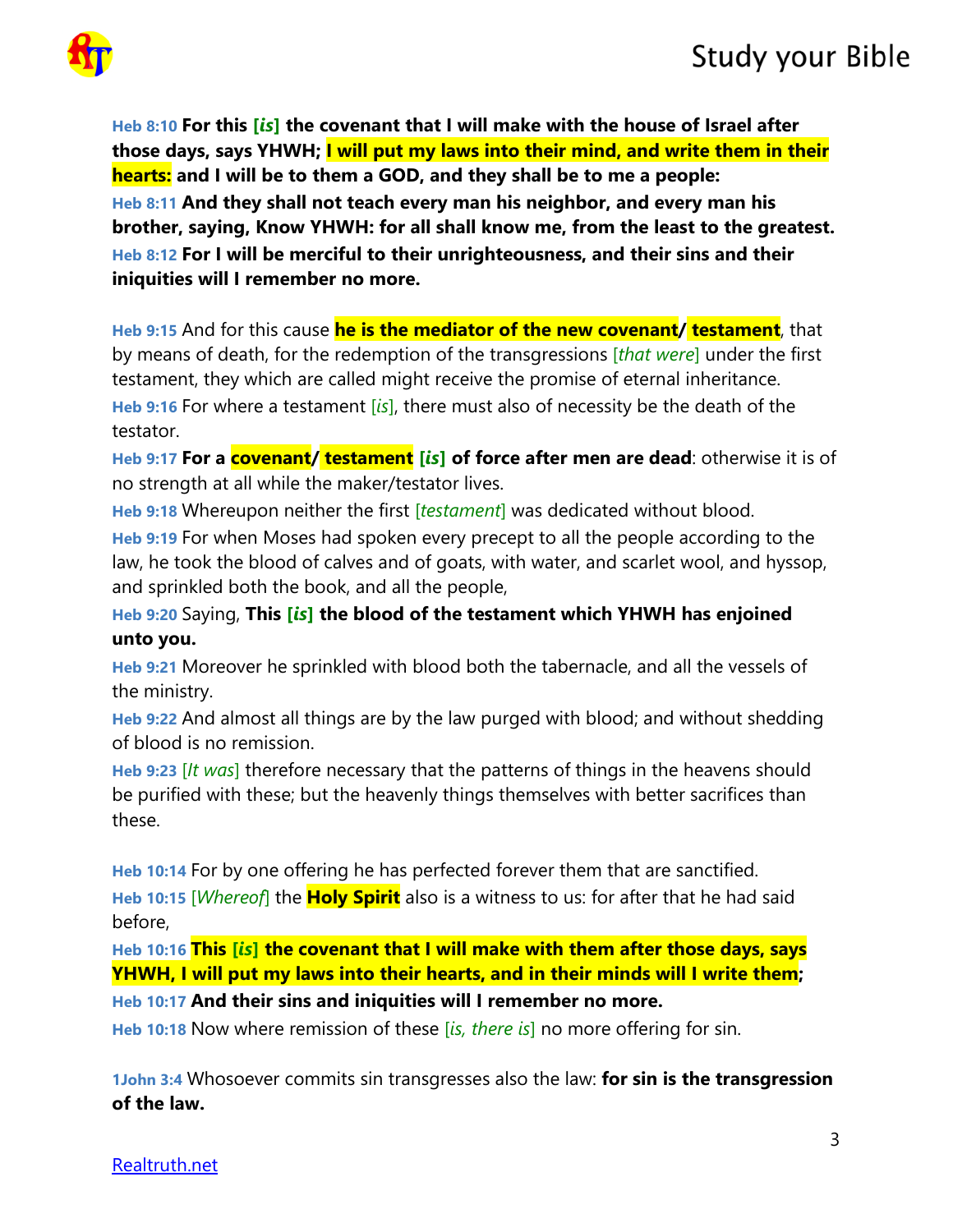**Heb 8:10** **For this [*is*] the covenant that I will make with the house of Israel after those days, says YHWH; I will put my laws into their mind, and write them in their hearts: and I will be to them a GOD, and they shall be to me a people:**
**Heb 8:11** **And they shall not teach every man his neighbor, and every man his brother, saying, Know YHWH: for all shall know me, from the least to the greatest.**
**Heb 8:12** **For I will be merciful to their unrighteousness, and their sins and their iniquities will I remember no more.**

**Heb 9:15** And for this cause **he is the mediator of the new covenant/ testament**, that by means of death, for the redemption of the transgressions [*that were*] under the first testament, they which are called might receive the promise of eternal inheritance.
**Heb 9:16** For where a testament [*is*], there must also of necessity be the death of the testator.
**Heb 9:17** **For a covenant/ testament [*is*] of force after men are dead**: otherwise it is of no strength at all while the maker/testator lives.
**Heb 9:18** Whereupon neither the first [*testament*] was dedicated without blood.
**Heb 9:19** For when Moses had spoken every precept to all the people according to the law, he took the blood of calves and of goats, with water, and scarlet wool, and hyssop, and sprinkled both the book, and all the people,
**Heb 9:20** Saying, **This [*is*] the blood of the testament which YHWH has enjoined unto you.**
**Heb 9:21** Moreover he sprinkled with blood both the tabernacle, and all the vessels of the ministry.
**Heb 9:22** And almost all things are by the law purged with blood; and without shedding of blood is no remission.
**Heb 9:23** [*It was*] therefore necessary that the patterns of things in the heavens should be purified with these; but the heavenly things themselves with better sacrifices than these.

**Heb 10:14** For by one offering he has perfected forever them that are sanctified.
**Heb 10:15** [*Whereof*] the **Holy Spirit** also is a witness to us: for after that he had said before,
**Heb 10:16** **This [*is*] the covenant that I will make with them after those days, says YHWH, I will put my laws into their hearts, and in their minds will I write them;**
**Heb 10:17** **And their sins and iniquities will I remember no more.**
**Heb 10:18** Now where remission of these [*is, there is*] no more offering for sin.

**1John 3:4** Whosoever commits sin transgresses also the law: **for sin is the transgression of the law.**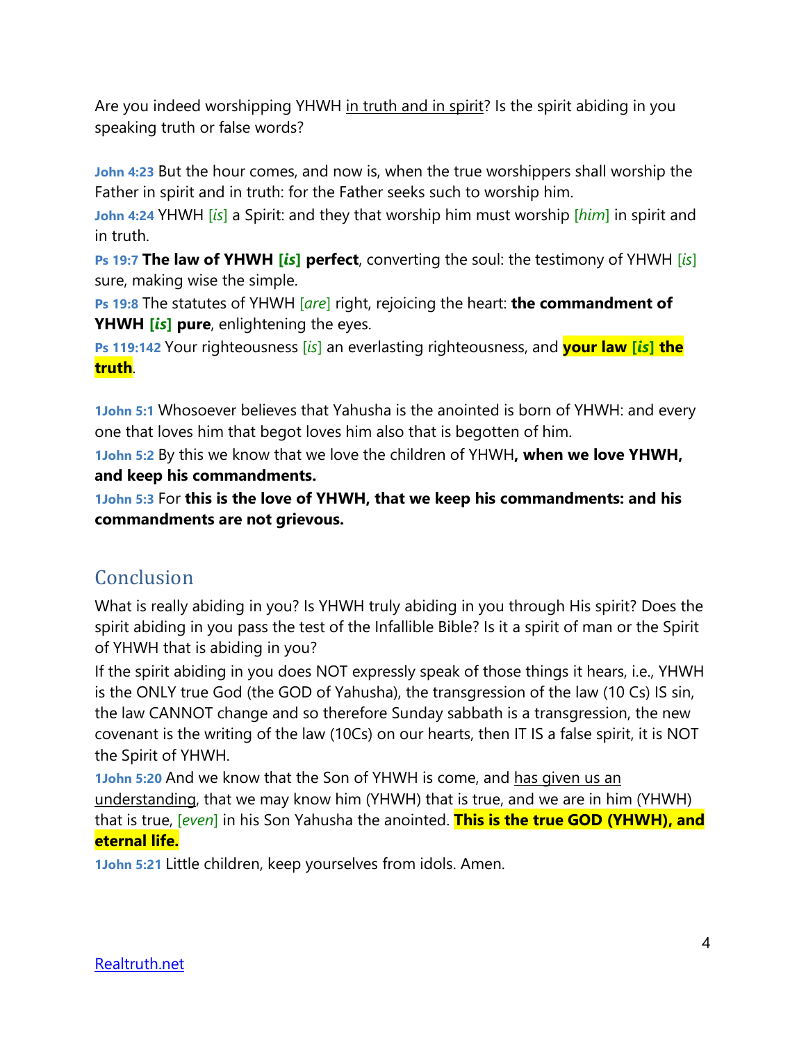Are you indeed worshipping YHWH in truth and in spirit? Is the spirit abiding in you speaking truth or false words?

**John 4:23** But the hour comes, and now is, when the true worshippers shall worship the Father in spirit and in truth: for the Father seeks such to worship him.
**John 4:24** YHWH [*is*] a Spirit: and they that worship him must worship [*him*] in spirit and in truth.
**Ps 19:7** **The law of YHWH [*is*] perfect**, converting the soul: the testimony of YHWH [*is*] sure, making wise the simple.
**Ps 19:8** The statutes of YHWH [*are*] right, rejoicing the heart: **the commandment of YHWH [*is*] pure**, enlightening the eyes.
**Ps 119:142** Your righteousness [*is*] an everlasting righteousness, and **your law [*is*] the truth**.

**1John 5:1** Whosoever believes that Yahusha is the anointed is born of YHWH: and every one that loves him that begot loves him also that is begotten of him.
**1John 5:2** By this we know that we love the children of YHWH**, when we love YHWH, and keep his commandments.**
**1John 5:3** For **this is the love of YHWH, that we keep his commandments: and his commandments are not grievous.**

## Conclusion

What is really abiding in you? Is YHWH truly abiding in you through His spirit? Does the spirit abiding in you pass the test of the Infallible Bible? Is it a spirit of man or the Spirit of YHWH that is abiding in you?

If the spirit abiding in you does NOT expressly speak of those things it hears, i.e., YHWH is the ONLY true God (the GOD of Yahusha), the transgression of the law (10 Cs) IS sin, the law CANNOT change and so therefore Sunday sabbath is a transgression, the new covenant is the writing of the law (10Cs) on our hearts, then IT IS a false spirit, it is NOT the Spirit of YHWH.

**1John 5:20** And we know that the Son of YHWH is come, and has given us an understanding, that we may know him (YHWH) that is true, and we are in him (YHWH) that is true, [*even*] in his Son Yahusha the anointed. **This is the true GOD (YHWH), and eternal life.**
**1John 5:21** Little children, keep yourselves from idols. Amen.

Realtruth.net